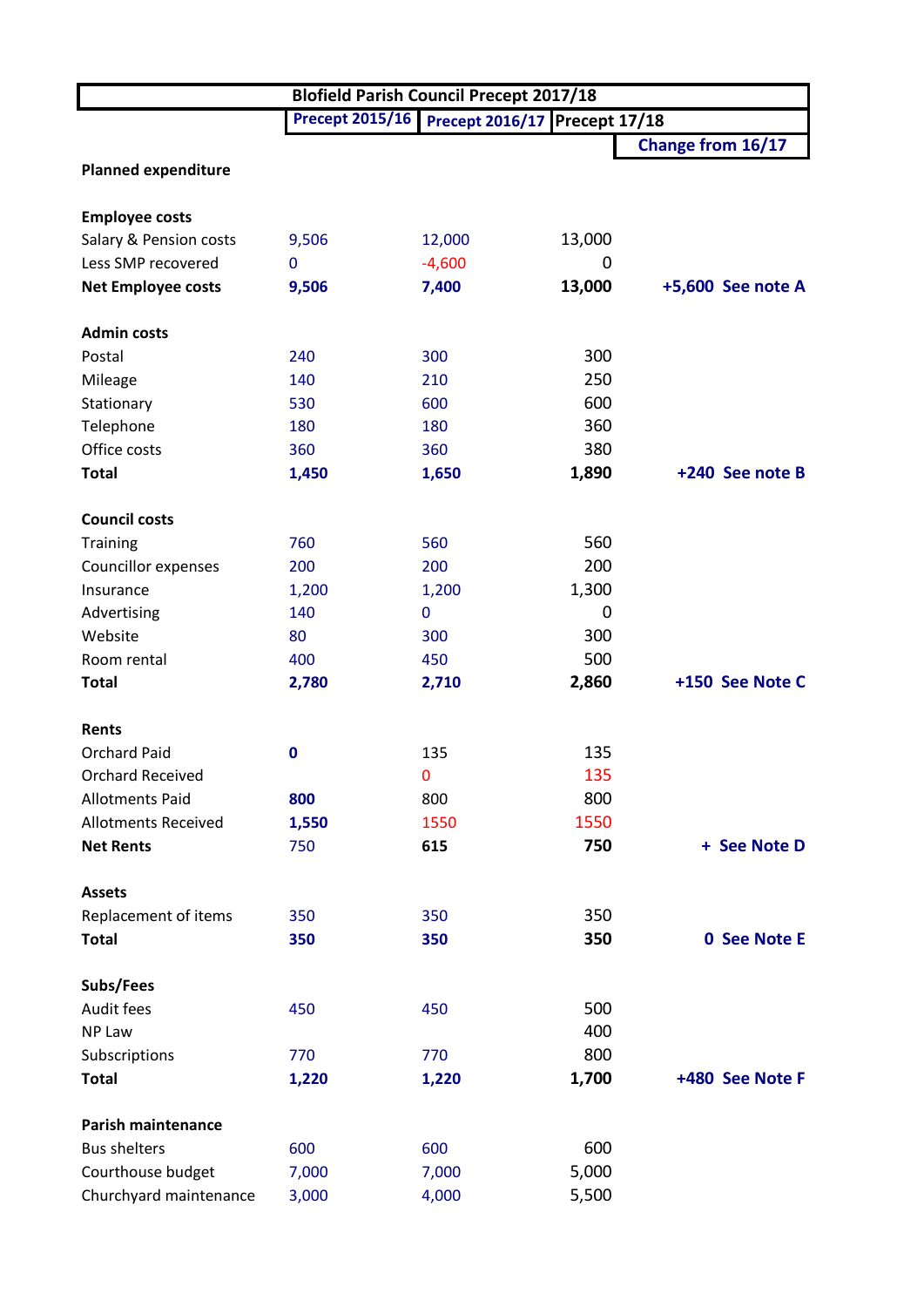| Blofield Parish Council Precept 2017/18 | | | | |
|---|---|---|---|---|
| | Precept 2015/16 | Precept 2016/17 | Precept 17/18 | |
| | | | | Change from 16/17 |
| **Planned expenditure** | | | | |
| | | | | |
| **Employee costs** | | | | |
| Salary & Pension costs | 9,506 | 12,000 | 13,000 | |
| Less SMP recovered | 0 | -4,600 | 0 | |
| **Net Employee costs** | **9,506** | **7,400** | **13,000** | **+5,600 See note A** |
| | | | | |
| **Admin costs** | | | | |
| Postal | 240 | 300 | 300 | |
| Mileage | 140 | 210 | 250 | |
| Stationary | 530 | 600 | 600 | |
| Telephone | 180 | 180 | 360 | |
| Office costs | 360 | 360 | 380 | |
| **Total** | **1,450** | **1,650** | **1,890** | **+240 See note B** |
| | | | | |
| **Council costs** | | | | |
| Training | 760 | 560 | 560 | |
| Councillor expenses | 200 | 200 | 200 | |
| Insurance | 1,200 | 1,200 | 1,300 | |
| Advertising | 140 | 0 | 0 | |
| Website | 80 | 300 | 300 | |
| Room rental | 400 | 450 | 500 | |
| **Total** | **2,780** | **2,710** | **2,860** | **+150 See Note C** |
| | | | | |
| **Rents** | | | | |
| Orchard Paid | **0** | 135 | 135 | |
| Orchard Received | | 0 | 135 | |
| Allotments Paid | **800** | 800 | 800 | |
| Allotments Received | **1,550** | 1550 | 1550 | |
| **Net Rents** | 750 | **615** | **750** | **+ See Note D** |
| | | | | |
| **Assets** | | | | |
| Replacement of items | 350 | 350 | 350 | |
| **Total** | **350** | **350** | **350** | **0 See Note E** |
| | | | | |
| **Subs/Fees** | | | | |
| Audit fees | 450 | 450 | 500 | |
| NP Law | | | 400 | |
| Subscriptions | 770 | 770 | 800 | |
| **Total** | **1,220** | **1,220** | **1,700** | **+480 See Note F** |
| | | | | |
| **Parish maintenance** | | | | |
| Bus shelters | 600 | 600 | 600 | |
| Courthouse budget | 7,000 | 7,000 | 5,000 | |
| Churchyard maintenance | 3,000 | 4,000 | 5,500 | |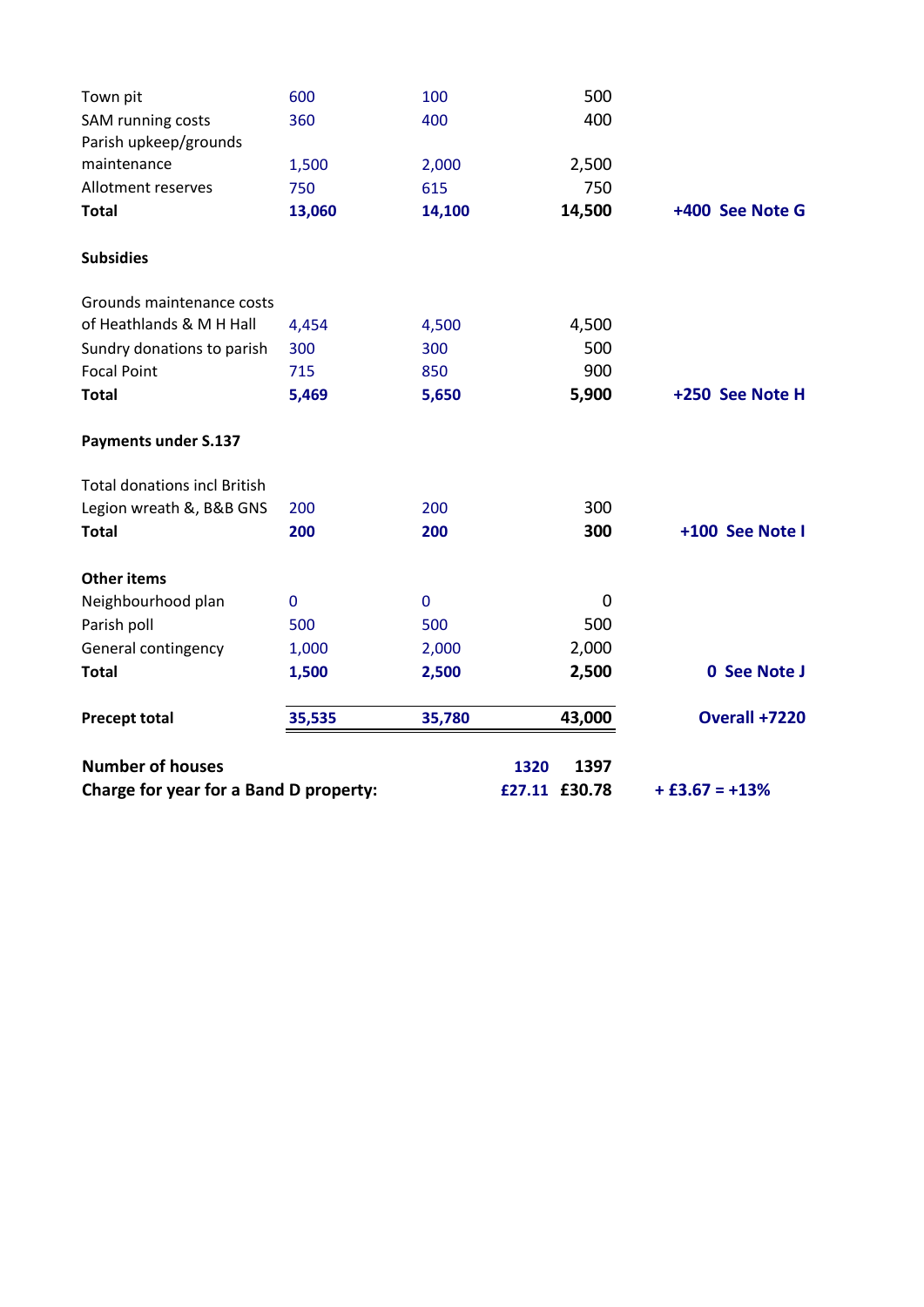| | | | | |
|---|---|---|---|---|
| Town pit | 600 | 100 | 500 | |
| SAM running costs | 360 | 400 | 400 | |
| Parish upkeep/grounds maintenance | 1,500 | 2,000 | 2,500 | |
| Allotment reserves | 750 | 615 | 750 | |
| **Total** | **13,060** | **14,100** | **14,500** | **+400 See Note G** |
| **Subsidies** | | | | |
| Grounds maintenance costs of Heathlands & M H Hall | 4,454 | 4,500 | 4,500 | |
| Sundry donations to parish | 300 | 300 | 500 | |
| Focal Point | 715 | 850 | 900 | |
| **Total** | **5,469** | **5,650** | **5,900** | **+250 See Note H** |
| **Payments under S.137** | | | | |
| Total donations incl British Legion wreath &, B&B GNS | 200 | 200 | 300 | |
| **Total** | **200** | **200** | **300** | **+100 See Note I** |
| **Other items** | | | | |
| Neighbourhood plan | 0 | 0 | 0 | |
| Parish poll | 500 | 500 | 500 | |
| General contingency | 1,000 | 2,000 | 2,000 | |
| **Total** | **1,500** | **2,500** | **2,500** | **0 See Note J** |
| **Precept total** | **35,535** | **35,780** | **43,000** | **Overall +7220** |

| | | | |
|---|---|---|---|
| **Number of houses** | **1320** | **1397** | |
| **Charge for year for a Band D property:** | **£27.11** | **£30.78** | **+ £3.67 = +13%** |